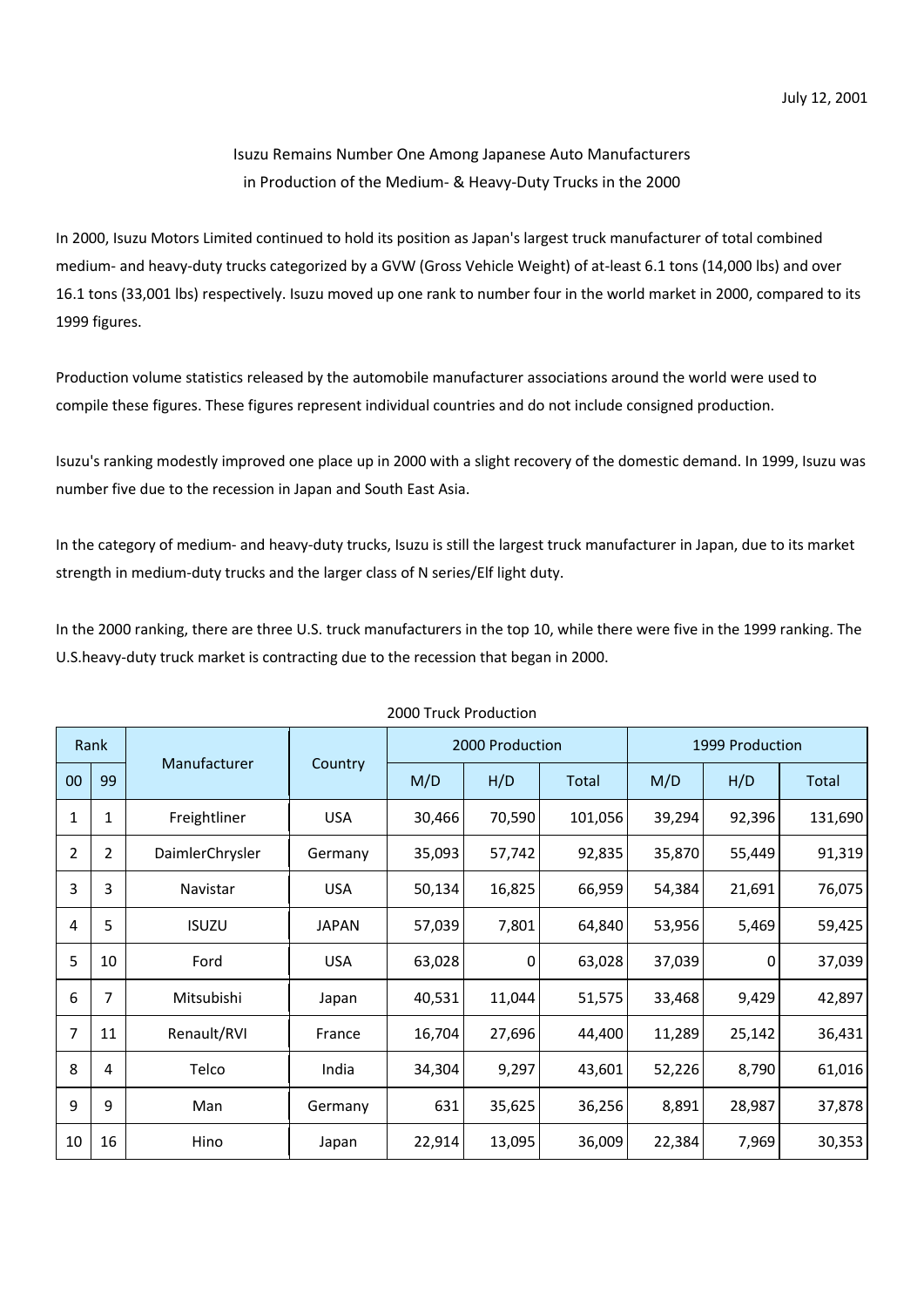July 12, 2001

## Isuzu Remains Number One Among Japanese Auto Manufacturers in Production of the Medium- & Heavy-Duty Trucks in the 2000

In 2000, Isuzu Motors Limited continued to hold its position as Japan's largest truck manufacturer of total combined medium- and heavy-duty trucks categorized by a GVW (Gross Vehicle Weight) of at-least 6.1 tons (14,000 lbs) and over 16.1 tons (33,001 lbs) respectively. Isuzu moved up one rank to number four in the world market in 2000, compared to its 1999 figures.

Production volume statistics released by the automobile manufacturer associations around the world were used to compile these figures. These figures represent individual countries and do not include consigned production.

Isuzu's ranking modestly improved one place up in 2000 with a slight recovery of the domestic demand. In 1999, Isuzu was number five due to the recession in Japan and South East Asia.

In the category of medium- and heavy-duty trucks, Isuzu is still the largest truck manufacturer in Japan, due to its market strength in medium-duty trucks and the larger class of N series/Elf light duty.

In the 2000 ranking, there are three U.S. truck manufacturers in the top 10, while there were five in the 1999 ranking. The U.S.heavy-duty truck market is contracting due to the recession that began in 2000.

2000 Truck Production

| Rank | | Manufacturer | Country | 2000 Production | | | 1999 Production | | |
|---|---|---|---|---|---|---|---|---|---|
| 00 | 99 | | | M/D | H/D | Total | M/D | H/D | Total |
| 1 | 1 | Freightliner | USA | 30,466 | 70,590 | 101,056 | 39,294 | 92,396 | 131,690 |
| 2 | 2 | DaimlerChrysler | Germany | 35,093 | 57,742 | 92,835 | 35,870 | 55,449 | 91,319 |
| 3 | 3 | Navistar | USA | 50,134 | 16,825 | 66,959 | 54,384 | 21,691 | 76,075 |
| 4 | 5 | ISUZU | JAPAN | 57,039 | 7,801 | 64,840 | 53,956 | 5,469 | 59,425 |
| 5 | 10 | Ford | USA | 63,028 | 0 | 63,028 | 37,039 | 0 | 37,039 |
| 6 | 7 | Mitsubishi | Japan | 40,531 | 11,044 | 51,575 | 33,468 | 9,429 | 42,897 |
| 7 | 11 | Renault/RVI | France | 16,704 | 27,696 | 44,400 | 11,289 | 25,142 | 36,431 |
| 8 | 4 | Telco | India | 34,304 | 9,297 | 43,601 | 52,226 | 8,790 | 61,016 |
| 9 | 9 | Man | Germany | 631 | 35,625 | 36,256 | 8,891 | 28,987 | 37,878 |
| 10 | 16 | Hino | Japan | 22,914 | 13,095 | 36,009 | 22,384 | 7,969 | 30,353 |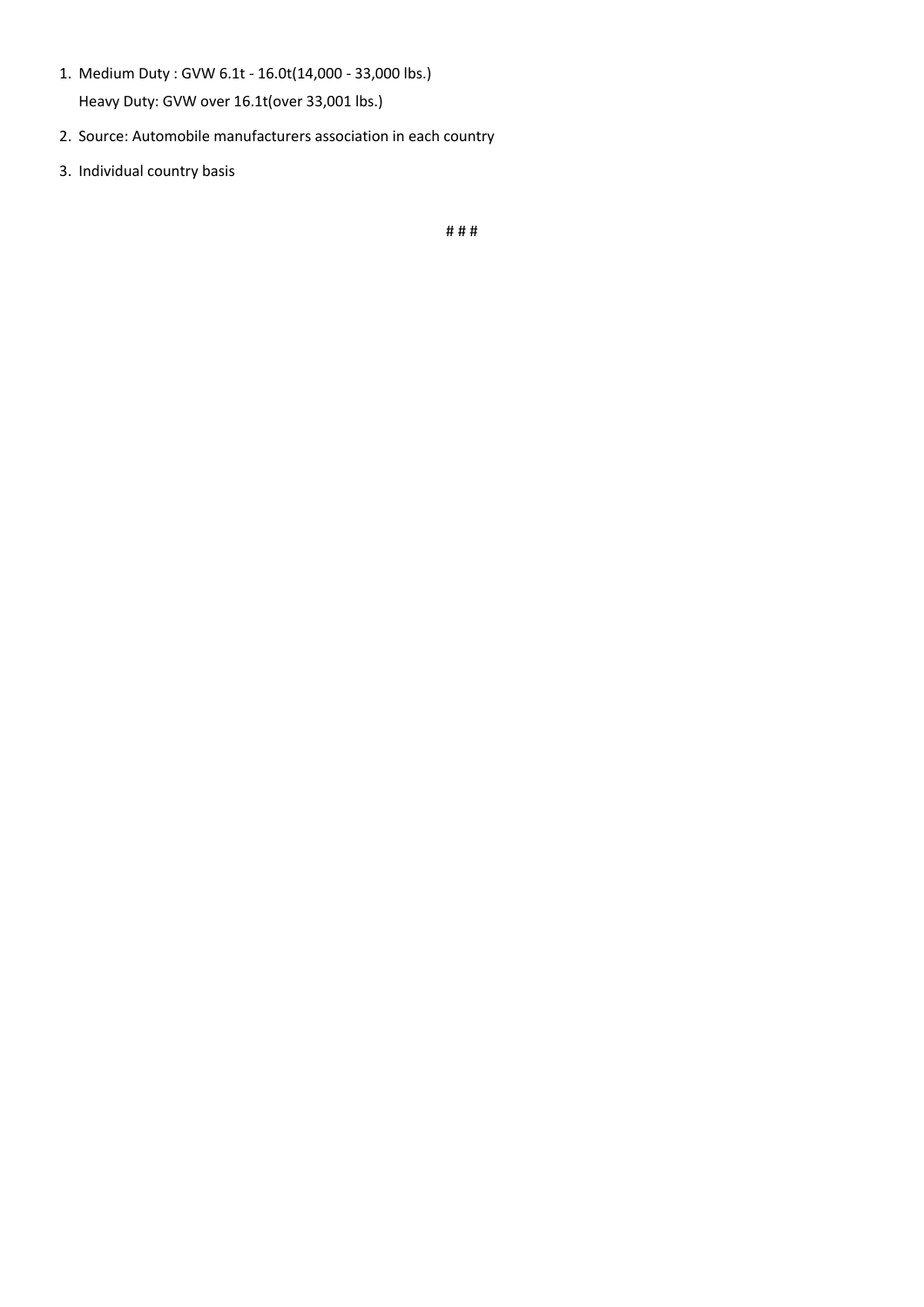1. Medium Duty : GVW 6.1t - 16.0t(14,000 - 33,000 lbs.)
   Heavy Duty: GVW over 16.1t(over 33,001 lbs.)
2. Source: Automobile manufacturers association in each country
3. Individual country basis

# # #